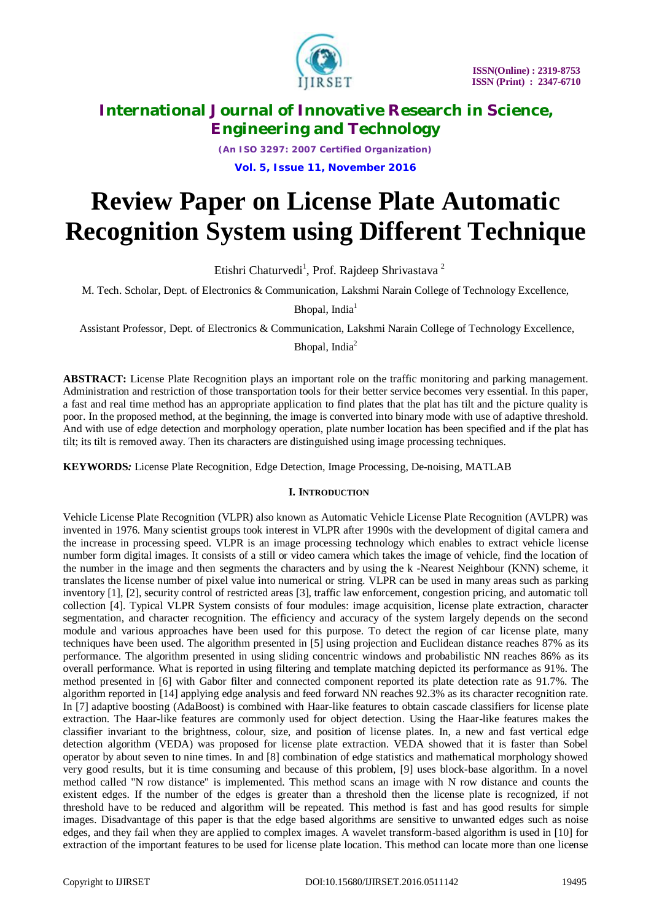# Review Paper on License Plate Automatic Recognition System using Different Technique

Etishri Chaturvedi[1], Prof. Rajdeep Shrivastava [2]

M. Tech. Scholar, Dept. of Electronics & Communication, Lakshmi Narain College of Technology Excellence, Bhopal, India[1]

Assistant Professor, Dept. of Electronics & Communication, Lakshmi Narain College of Technology Excellence, Bhopal, India[2]

**ABSTRACT:** License Plate Recognition plays an important role on the traffic monitoring and parking management. Administration and restriction of those transportation tools for their better service becomes very essential. In this paper, a fast and real time method has an appropriate application to find plates that the plat has tilt and the picture quality is poor. In the proposed method, at the beginning, the image is converted into binary mode with use of adaptive threshold. And with use of edge detection and morphology operation, plate number location has been specified and if the plat has tilt; its tilt is removed away. Then its characters are distinguished using image processing techniques.

**KEYWORDS***:* License Plate Recognition, Edge Detection, Image Processing, De-noising, MATLAB

## I. INTRODUCTION

Vehicle License Plate Recognition (VLPR) also known as Automatic Vehicle License Plate Recognition (AVLPR) was invented in 1976. Many scientist groups took interest in VLPR after 1990s with the development of digital camera and the increase in processing speed. VLPR is an image processing technology which enables to extract vehicle license number form digital images. It consists of a still or video camera which takes the image of vehicle, find the location of the number in the image and then segments the characters and by using the k -Nearest Neighbour (KNN) scheme, it translates the license number of pixel value into numerical or string. VLPR can be used in many areas such as parking inventory [1], [2], security control of restricted areas [3], traffic law enforcement, congestion pricing, and automatic toll collection [4]. Typical VLPR System consists of four modules: image acquisition, license plate extraction, character segmentation, and character recognition. The efficiency and accuracy of the system largely depends on the second module and various approaches have been used for this purpose. To detect the region of car license plate, many techniques have been used. The algorithm presented in [5] using projection and Euclidean distance reaches 87% as its performance. The algorithm presented in using sliding concentric windows and probabilistic NN reaches 86% as its overall performance. What is reported in using filtering and template matching depicted its performance as 91%. The method presented in [6] with Gabor filter and connected component reported its plate detection rate as 91.7%. The algorithm reported in [14] applying edge analysis and feed forward NN reaches 92.3% as its character recognition rate. In [7] adaptive boosting (AdaBoost) is combined with Haar-like features to obtain cascade classifiers for license plate extraction. The Haar-like features are commonly used for object detection. Using the Haar-like features makes the classifier invariant to the brightness, colour, size, and position of license plates. In, a new and fast vertical edge detection algorithm (VEDA) was proposed for license plate extraction. VEDA showed that it is faster than Sobel operator by about seven to nine times. In and [8] combination of edge statistics and mathematical morphology showed very good results, but it is time consuming and because of this problem, [9] uses block-base algorithm. In a novel method called "N row distance" is implemented. This method scans an image with N row distance and counts the existent edges. If the number of the edges is greater than a threshold then the license plate is recognized, if not threshold have to be reduced and algorithm will be repeated. This method is fast and has good results for simple images. Disadvantage of this paper is that the edge based algorithms are sensitive to unwanted edges such as noise edges, and they fail when they are applied to complex images. A wavelet transform-based algorithm is used in [10] for extraction of the important features to be used for license plate location. This method can locate more than one license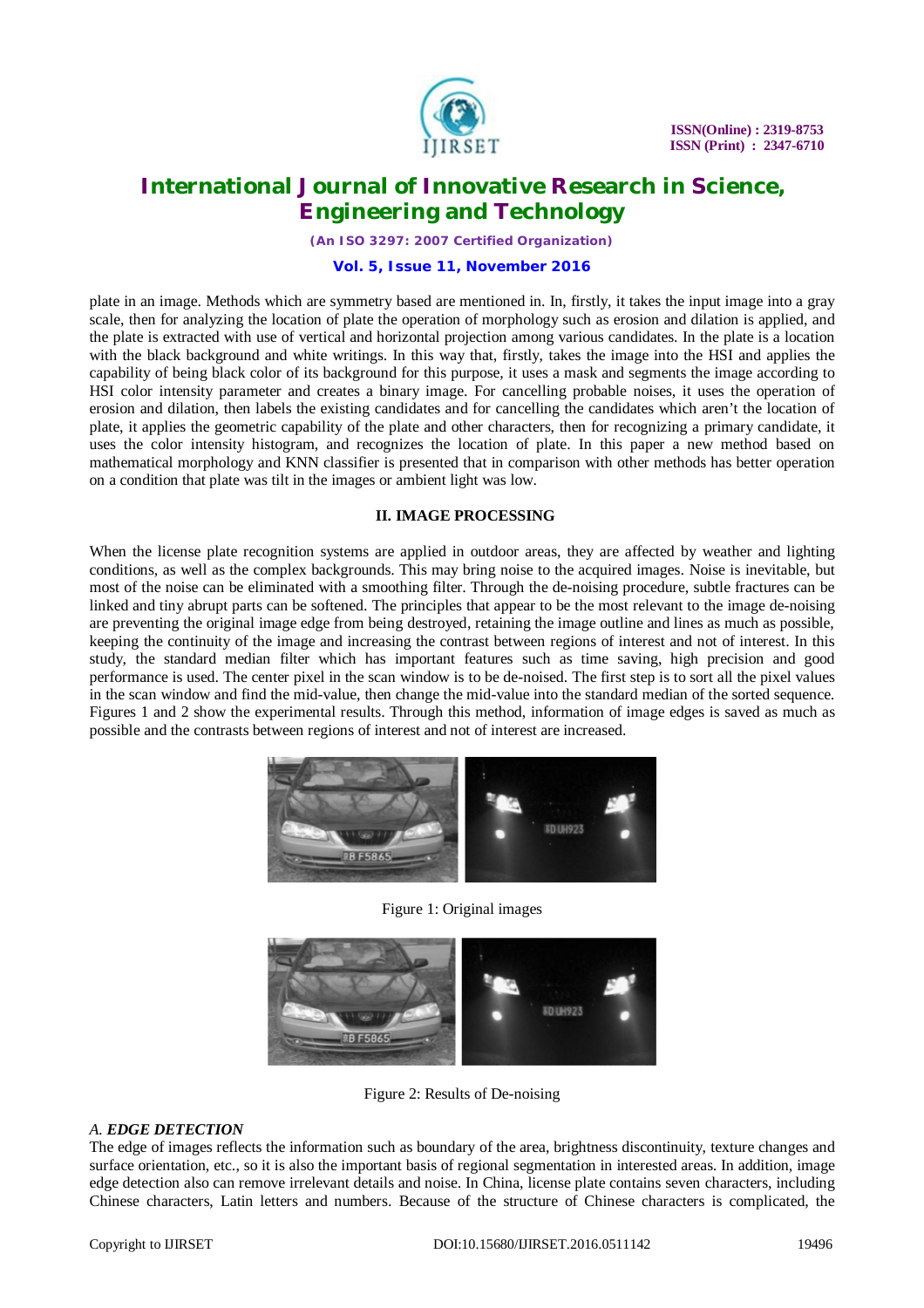plate in an image. Methods which are symmetry based are mentioned in. In, firstly, it takes the input image into a gray scale, then for analyzing the location of plate the operation of morphology such as erosion and dilation is applied, and the plate is extracted with use of vertical and horizontal projection among various candidates. In the plate is a location with the black background and white writings. In this way that, firstly, takes the image into the HSI and applies the capability of being black color of its background for this purpose, it uses a mask and segments the image according to HSI color intensity parameter and creates a binary image. For cancelling probable noises, it uses the operation of erosion and dilation, then labels the existing candidates and for cancelling the candidates which aren't the location of plate, it applies the geometric capability of the plate and other characters, then for recognizing a primary candidate, it uses the color intensity histogram, and recognizes the location of plate. In this paper a new method based on mathematical morphology and KNN classifier is presented that in comparison with other methods has better operation on a condition that plate was tilt in the images or ambient light was low.

## II. IMAGE PROCESSING

When the license plate recognition systems are applied in outdoor areas, they are affected by weather and lighting conditions, as well as the complex backgrounds. This may bring noise to the acquired images. Noise is inevitable, but most of the noise can be eliminated with a smoothing filter. Through the de-noising procedure, subtle fractures can be linked and tiny abrupt parts can be softened. The principles that appear to be the most relevant to the image de-noising are preventing the original image edge from being destroyed, retaining the image outline and lines as much as possible, keeping the continuity of the image and increasing the contrast between regions of interest and not of interest. In this study, the standard median filter which has important features such as time saving, high precision and good performance is used. The center pixel in the scan window is to be de-noised. The first step is to sort all the pixel values in the scan window and find the mid-value, then change the mid-value into the standard median of the sorted sequence. Figures 1 and 2 show the experimental results. Through this method, information of image edges is saved as much as possible and the contrasts between regions of interest and not of interest are increased.

Figure 1: Original images

Figure 2: Results of De-noising

### *A. **EDGE DETECTION***

The edge of images reflects the information such as boundary of the area, brightness discontinuity, texture changes and surface orientation, etc., so it is also the important basis of regional segmentation in interested areas. In addition, image edge detection also can remove irrelevant details and noise. In China, license plate contains seven characters, including Chinese characters, Latin letters and numbers. Because of the structure of Chinese characters is complicated, the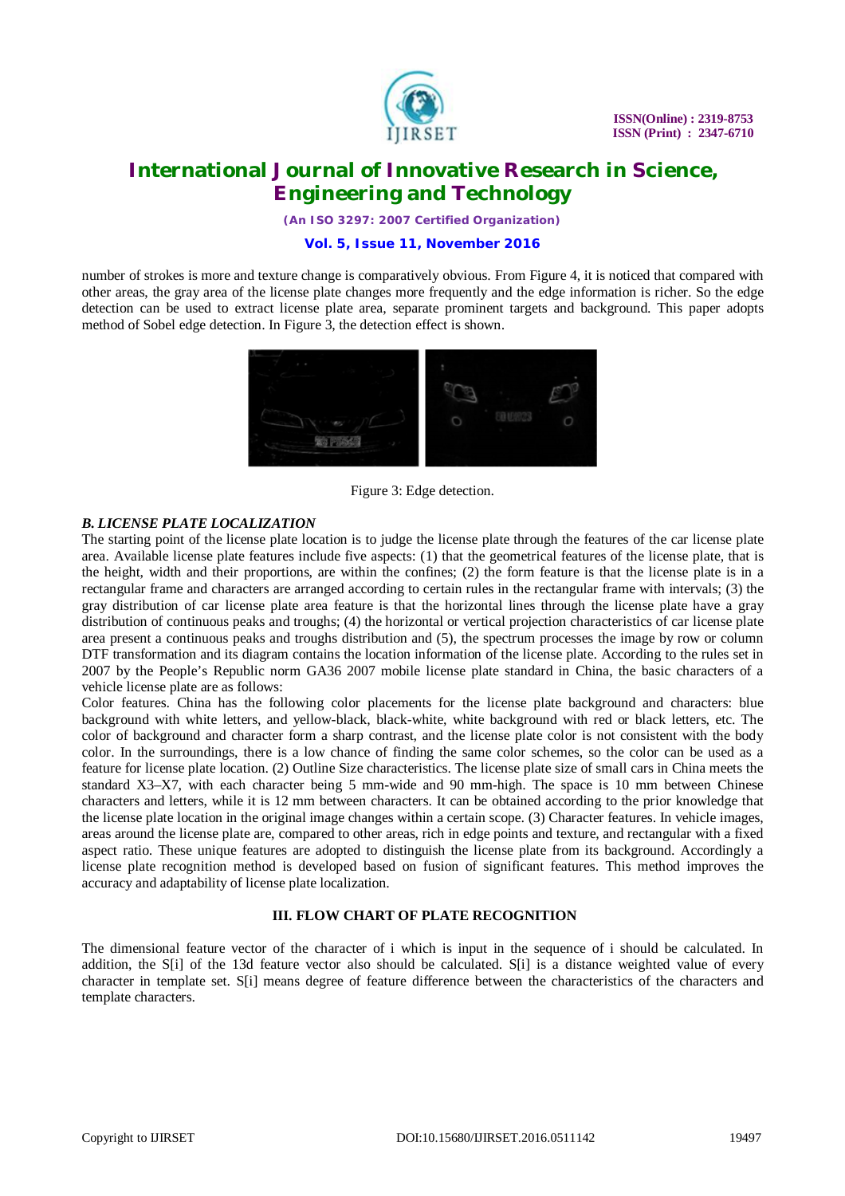number of strokes is more and texture change is comparatively obvious. From Figure 4, it is noticed that compared with other areas, the gray area of the license plate changes more frequently and the edge information is richer. So the edge detection can be used to extract license plate area, separate prominent targets and background. This paper adopts method of Sobel edge detection. In Figure 3, the detection effect is shown.

Figure 3: Edge detection.

### *B. LICENSE PLATE LOCALIZATION*

The starting point of the license plate location is to judge the license plate through the features of the car license plate area. Available license plate features include five aspects: (1) that the geometrical features of the license plate, that is the height, width and their proportions, are within the confines; (2) the form feature is that the license plate is in a rectangular frame and characters are arranged according to certain rules in the rectangular frame with intervals; (3) the gray distribution of car license plate area feature is that the horizontal lines through the license plate have a gray distribution of continuous peaks and troughs; (4) the horizontal or vertical projection characteristics of car license plate area present a continuous peaks and troughs distribution and (5), the spectrum processes the image by row or column DTF transformation and its diagram contains the location information of the license plate. According to the rules set in 2007 by the People's Republic norm GA36 2007 mobile license plate standard in China, the basic characters of a vehicle license plate are as follows:

Color features. China has the following color placements for the license plate background and characters: blue background with white letters, and yellow-black, black-white, white background with red or black letters, etc. The color of background and character form a sharp contrast, and the license plate color is not consistent with the body color. In the surroundings, there is a low chance of finding the same color schemes, so the color can be used as a feature for license plate location. (2) Outline Size characteristics. The license plate size of small cars in China meets the standard X3–X7, with each character being 5 mm-wide and 90 mm-high. The space is 10 mm between Chinese characters and letters, while it is 12 mm between characters. It can be obtained according to the prior knowledge that the license plate location in the original image changes within a certain scope. (3) Character features. In vehicle images, areas around the license plate are, compared to other areas, rich in edge points and texture, and rectangular with a fixed aspect ratio. These unique features are adopted to distinguish the license plate from its background. Accordingly a license plate recognition method is developed based on fusion of significant features. This method improves the accuracy and adaptability of license plate localization.

## III. FLOW CHART OF PLATE RECOGNITION

The dimensional feature vector of the character of i which is input in the sequence of i should be calculated. In addition, the S[i] of the 13d feature vector also should be calculated. S[i] is a distance weighted value of every character in template set. S[i] means degree of feature difference between the characteristics of the characters and template characters.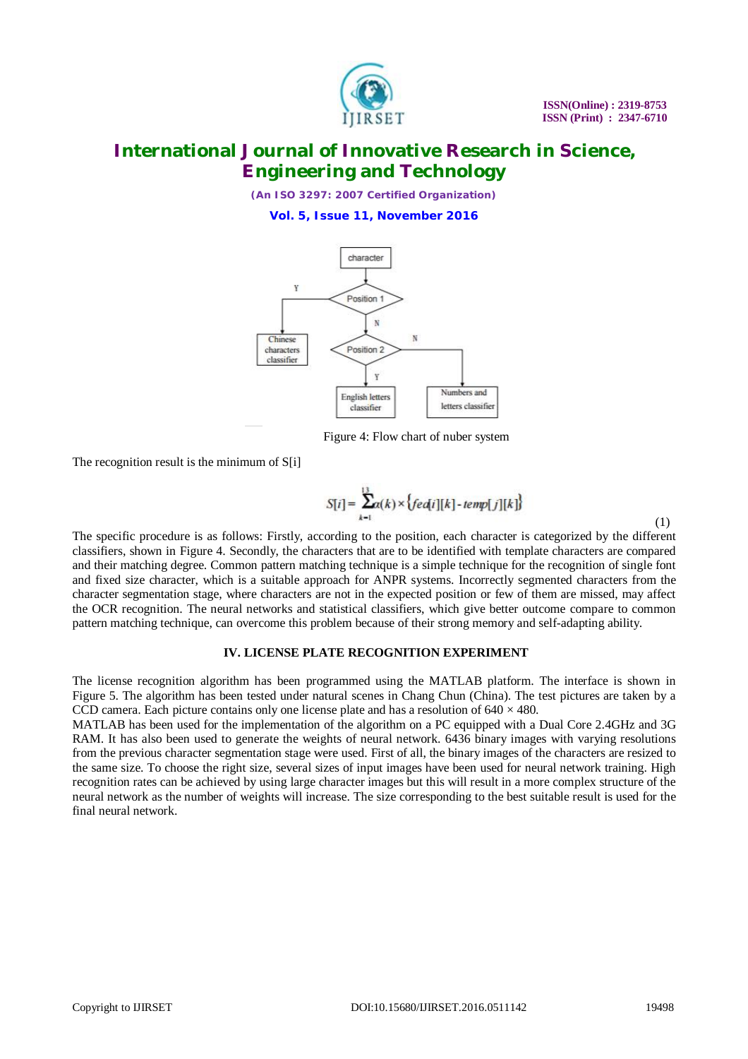Figure 4: Flow chart of nuber system

The recognition result is the minimum of S[i]

$$S[i] = \sum_{k=1}^{13} \alpha(k) \times \{fea[i][k] - temp[j][k]\} \tag{1}$$

The specific procedure is as follows: Firstly, according to the position, each character is categorized by the different classifiers, shown in Figure 4. Secondly, the characters that are to be identified with template characters are compared and their matching degree. Common pattern matching technique is a simple technique for the recognition of single font and fixed size character, which is a suitable approach for ANPR systems. Incorrectly segmented characters from the character segmentation stage, where characters are not in the expected position or few of them are missed, may affect the OCR recognition. The neural networks and statistical classifiers, which give better outcome compare to common pattern matching technique, can overcome this problem because of their strong memory and self-adapting ability.

## IV. LICENSE PLATE RECOGNITION EXPERIMENT

The license recognition algorithm has been programmed using the MATLAB platform. The interface is shown in Figure 5. The algorithm has been tested under natural scenes in Chang Chun (China). The test pictures are taken by a CCD camera. Each picture contains only one license plate and has a resolution of 640 × 480.

MATLAB has been used for the implementation of the algorithm on a PC equipped with a Dual Core 2.4GHz and 3G RAM. It has also been used to generate the weights of neural network. 6436 binary images with varying resolutions from the previous character segmentation stage were used. First of all, the binary images of the characters are resized to the same size. To choose the right size, several sizes of input images have been used for neural network training. High recognition rates can be achieved by using large character images but this will result in a more complex structure of the neural network as the number of weights will increase. The size corresponding to the best suitable result is used for the final neural network.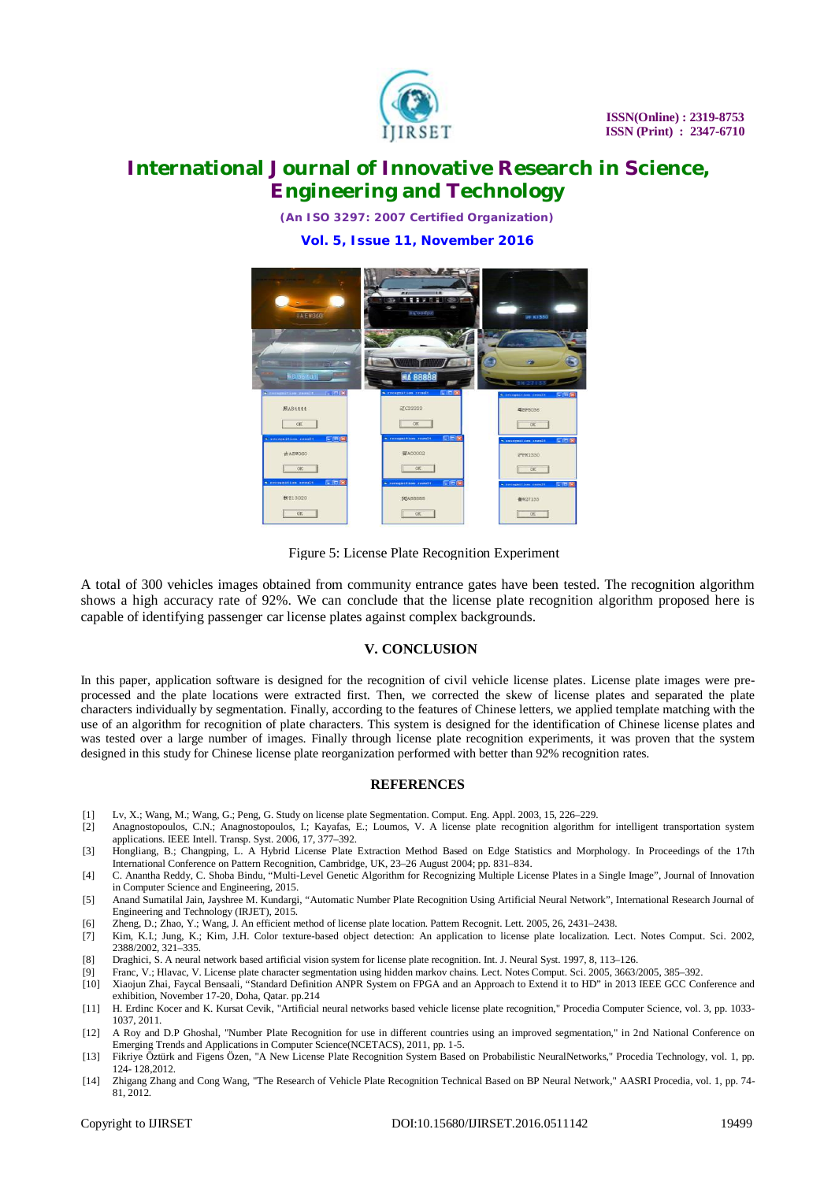Figure 5: License Plate Recognition Experiment

A total of 300 vehicles images obtained from community entrance gates have been tested. The recognition algorithm shows a high accuracy rate of 92%. We can conclude that the license plate recognition algorithm proposed here is capable of identifying passenger car license plates against complex backgrounds.

## V. CONCLUSION

In this paper, application software is designed for the recognition of civil vehicle license plates. License plate images were pre-processed and the plate locations were extracted first. Then, we corrected the skew of license plates and separated the plate characters individually by segmentation. Finally, according to the features of Chinese letters, we applied template matching with the use of an algorithm for recognition of plate characters. This system is designed for the identification of Chinese license plates and was tested over a large number of images. Finally through license plate recognition experiments, it was proven that the system designed in this study for Chinese license plate reorganization performed with better than 92% recognition rates.

## REFERENCES

[1] Lv, X.; Wang, M.; Wang, G.; Peng, G. Study on license plate Segmentation. Comput. Eng. Appl. 2003, 15, 226–229.

[2] Anagnostopoulos, C.N.; Anagnostopoulos, I.; Kayafas, E.; Loumos, V. A license plate recognition algorithm for intelligent transportation system applications. IEEE Intell. Transp. Syst. 2006, 17, 377–392.

[3] Hongliang, B.; Changping, L. A Hybrid License Plate Extraction Method Based on Edge Statistics and Morphology. In Proceedings of the 17th International Conference on Pattern Recognition, Cambridge, UK, 23–26 August 2004; pp. 831–834.

[4] C. Anantha Reddy, C. Shoba Bindu, "Multi-Level Genetic Algorithm for Recognizing Multiple License Plates in a Single Image", Journal of Innovation in Computer Science and Engineering, 2015.

[5] Anand Sumatilal Jain, Jayshree M. Kundargi, "Automatic Number Plate Recognition Using Artificial Neural Network", International Research Journal of Engineering and Technology (IRJET), 2015.

[6] Zheng, D.; Zhao, Y.; Wang, J. An efficient method of license plate location. Pattern Recognit. Lett. 2005, 26, 2431–2438.

[7] Kim, K.I.; Jung, K.; Kim, J.H. Color texture-based object detection: An application to license plate localization. Lect. Notes Comput. Sci. 2002, 2388/2002, 321–335.

[8] Draghici, S. A neural network based artificial vision system for license plate recognition. Int. J. Neural Syst. 1997, 8, 113–126.

[9] Franc, V.; Hlavac, V. License plate character segmentation using hidden markov chains. Lect. Notes Comput. Sci. 2005, 3663/2005, 385–392.

[10] Xiaojun Zhai, Faycal Bensaali, "Standard Definition ANPR System on FPGA and an Approach to Extend it to HD" in 2013 IEEE GCC Conference and exhibition, November 17-20, Doha, Qatar. pp.214

[11] H. Erdinc Kocer and K. Kursat Cevik, "Artificial neural networks based vehicle license plate recognition," Procedia Computer Science, vol. 3, pp. 1033-1037, 2011.

[12] A Roy and D.P Ghoshal, "Number Plate Recognition for use in different countries using an improved segmentation," in 2nd National Conference on Emerging Trends and Applications in Computer Science(NCETACS), 2011, pp. 1-5.

[13] Fikriye Öztürk and Figens Özen, "A New License Plate Recognition System Based on Probabilistic NeuralNetworks," Procedia Technology, vol. 1, pp. 124- 128,2012.

[14] Zhigang Zhang and Cong Wang, "The Research of Vehicle Plate Recognition Technical Based on BP Neural Network," AASRI Procedia, vol. 1, pp. 74-81, 2012.